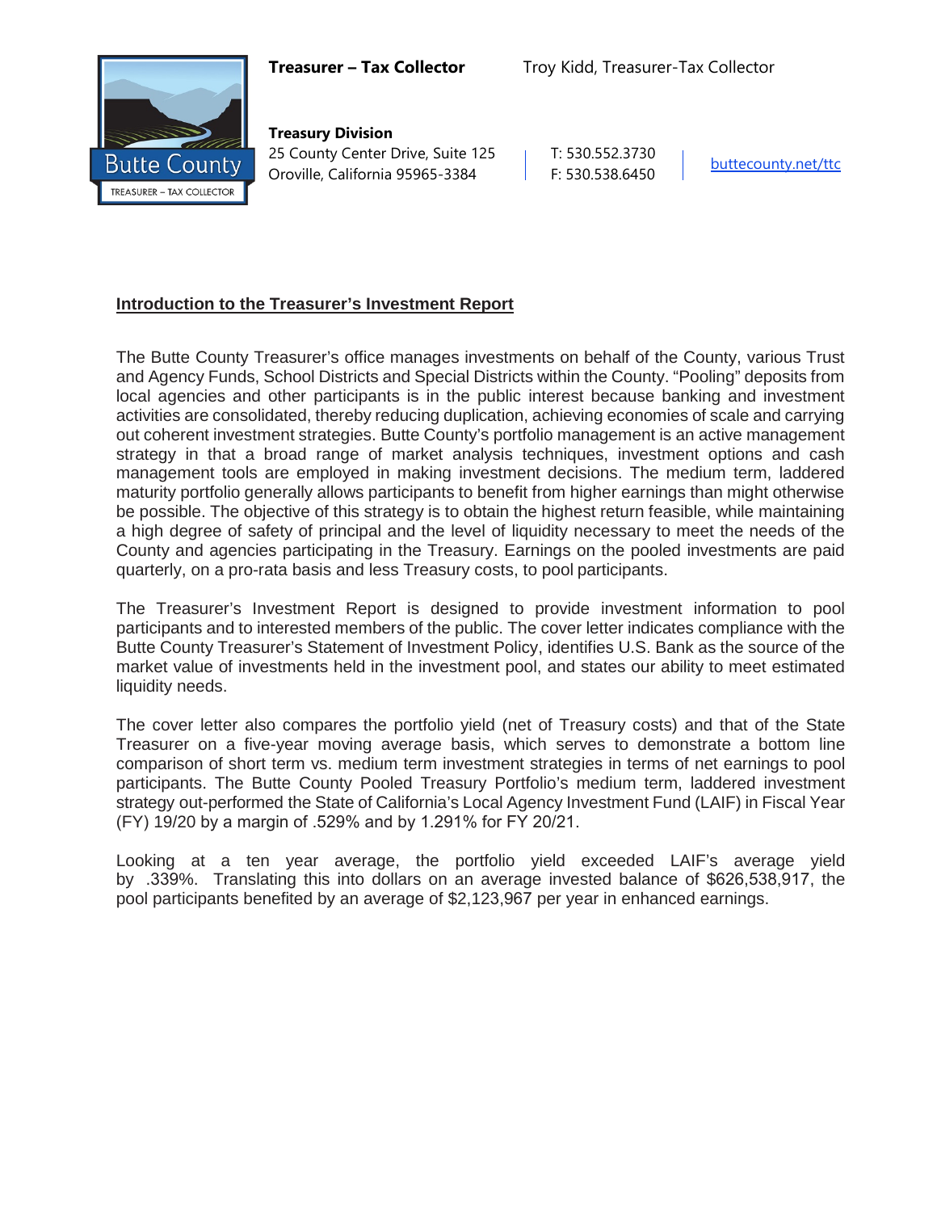**Treasurer – Tax Collector** Troy Kidd, Treasurer-Tax Collector

**Treasury Division**
25 County Center Drive, Suite 125
Oroville, California 95965-3384

T: 530.552.3730
F: 530.538.6450

buttecounty.net/ttc

## Introduction to the Treasurer's Investment Report

The Butte County Treasurer's office manages investments on behalf of the County, various Trust and Agency Funds, School Districts and Special Districts within the County. "Pooling" deposits from local agencies and other participants is in the public interest because banking and investment activities are consolidated, thereby reducing duplication, achieving economies of scale and carrying out coherent investment strategies. Butte County's portfolio management is an active management strategy in that a broad range of market analysis techniques, investment options and cash management tools are employed in making investment decisions. The medium term, laddered maturity portfolio generally allows participants to benefit from higher earnings than might otherwise be possible. The objective of this strategy is to obtain the highest return feasible, while maintaining a high degree of safety of principal and the level of liquidity necessary to meet the needs of the County and agencies participating in the Treasury. Earnings on the pooled investments are paid quarterly, on a pro-rata basis and less Treasury costs, to pool participants.

The Treasurer's Investment Report is designed to provide investment information to pool participants and to interested members of the public. The cover letter indicates compliance with the Butte County Treasurer's Statement of Investment Policy, identifies U.S. Bank as the source of the market value of investments held in the investment pool, and states our ability to meet estimated liquidity needs.

The cover letter also compares the portfolio yield (net of Treasury costs) and that of the State Treasurer on a five-year moving average basis, which serves to demonstrate a bottom line comparison of short term vs. medium term investment strategies in terms of net earnings to pool participants. The Butte County Pooled Treasury Portfolio's medium term, laddered investment strategy out-performed the State of California's Local Agency Investment Fund (LAIF) in Fiscal Year (FY) 19/20 by a margin of .529% and by 1.291% for FY 20/21.

Looking at a ten year average, the portfolio yield exceeded LAIF's average yield by .339%. Translating this into dollars on an average invested balance of $626,538,917, the pool participants benefited by an average of $2,123,967 per year in enhanced earnings.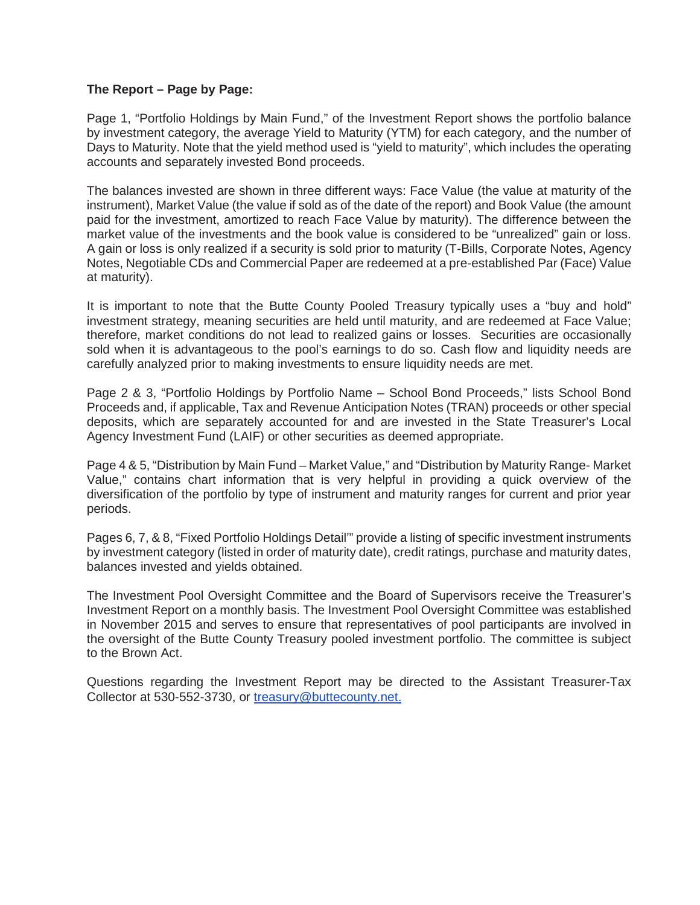**The Report – Page by Page:**

Page 1, "Portfolio Holdings by Main Fund," of the Investment Report shows the portfolio balance by investment category, the average Yield to Maturity (YTM) for each category, and the number of Days to Maturity. Note that the yield method used is "yield to maturity", which includes the operating accounts and separately invested Bond proceeds.

The balances invested are shown in three different ways: Face Value (the value at maturity of the instrument), Market Value (the value if sold as of the date of the report) and Book Value (the amount paid for the investment, amortized to reach Face Value by maturity). The difference between the market value of the investments and the book value is considered to be "unrealized" gain or loss. A gain or loss is only realized if a security is sold prior to maturity (T-Bills, Corporate Notes, Agency Notes, Negotiable CDs and Commercial Paper are redeemed at a pre-established Par (Face) Value at maturity).

It is important to note that the Butte County Pooled Treasury typically uses a "buy and hold" investment strategy, meaning securities are held until maturity, and are redeemed at Face Value; therefore, market conditions do not lead to realized gains or losses. Securities are occasionally sold when it is advantageous to the pool's earnings to do so. Cash flow and liquidity needs are carefully analyzed prior to making investments to ensure liquidity needs are met.

Page 2 & 3, "Portfolio Holdings by Portfolio Name – School Bond Proceeds," lists School Bond Proceeds and, if applicable, Tax and Revenue Anticipation Notes (TRAN) proceeds or other special deposits, which are separately accounted for and are invested in the State Treasurer's Local Agency Investment Fund (LAIF) or other securities as deemed appropriate.

Page 4 & 5, "Distribution by Main Fund – Market Value," and "Distribution by Maturity Range- Market Value," contains chart information that is very helpful in providing a quick overview of the diversification of the portfolio by type of instrument and maturity ranges for current and prior year periods.

Pages 6, 7, & 8, "Fixed Portfolio Holdings Detail'" provide a listing of specific investment instruments by investment category (listed in order of maturity date), credit ratings, purchase and maturity dates, balances invested and yields obtained.

The Investment Pool Oversight Committee and the Board of Supervisors receive the Treasurer's Investment Report on a monthly basis. The Investment Pool Oversight Committee was established in November 2015 and serves to ensure that representatives of pool participants are involved in the oversight of the Butte County Treasury pooled investment portfolio. The committee is subject to the Brown Act.

Questions regarding the Investment Report may be directed to the Assistant Treasurer-Tax Collector at 530-552-3730, or [treasury@buttecounty.net.](mailto:treasury@buttecounty.net)